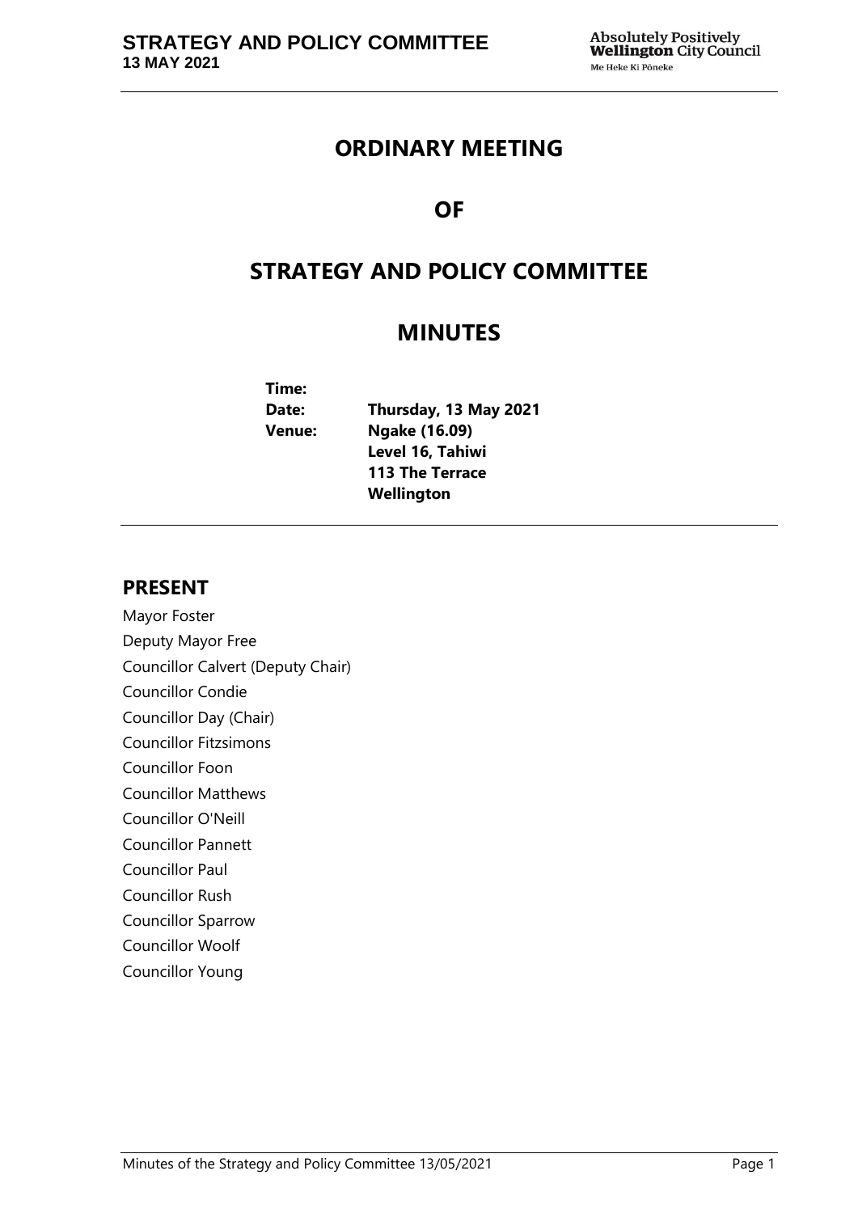# ORDINARY MEETING

# OF

# STRATEGY AND POLICY COMMITTEE

# MINUTES

| | |
|---|---|
| **Time:** | |
| **Date:** | **Thursday, 13 May 2021** |
| **Venue:** | **Ngake (16.09)**<br>**Level 16, Tahiwi**<br>**113 The Terrace**<br>**Wellington** |

## PRESENT

Mayor Foster
Deputy Mayor Free
Councillor Calvert (Deputy Chair)
Councillor Condie
Councillor Day (Chair)
Councillor Fitzsimons
Councillor Foon
Councillor Matthews
Councillor O'Neill
Councillor Pannett
Councillor Paul
Councillor Rush
Councillor Sparrow
Councillor Woolf
Councillor Young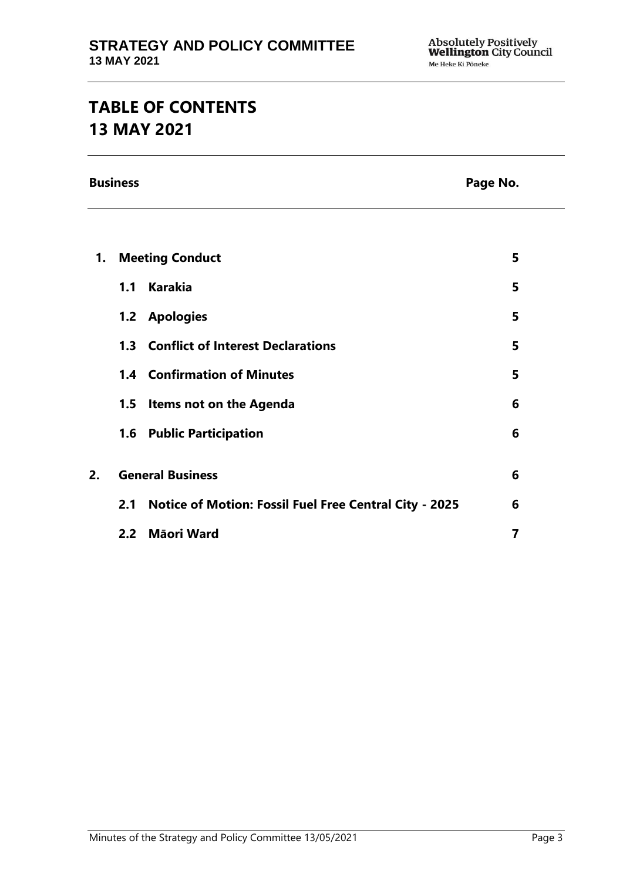# TABLE OF CONTENTS
# 13 MAY 2021

| Business | | Page No. |
|---|---|---|
| **1.** | **Meeting Conduct** | **5** |
| | **1.1 Karakia** | **5** |
| | **1.2 Apologies** | **5** |
| | **1.3 Conflict of Interest Declarations** | **5** |
| | **1.4 Confirmation of Minutes** | **5** |
| | **1.5 Items not on the Agenda** | **6** |
| | **1.6 Public Participation** | **6** |
| **2.** | **General Business** | **6** |
| | **2.1 Notice of Motion: Fossil Fuel Free Central City - 2025** | **6** |
| | **2.2 Māori Ward** | **7** |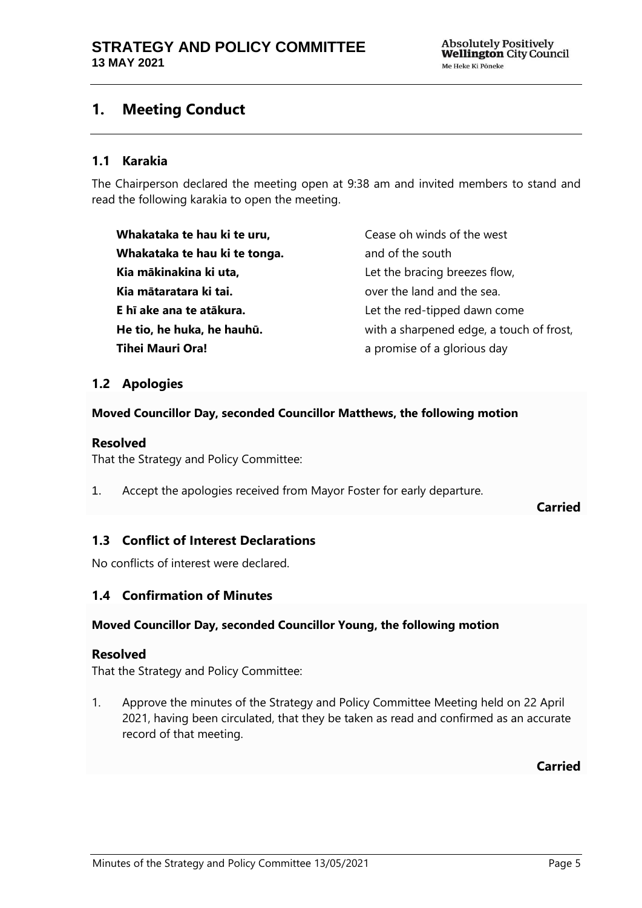# 1. Meeting Conduct

## 1.1 Karakia

The Chairperson declared the meeting open at 9:38 am and invited members to stand and read the following karakia to open the meeting.

| | |
|---|---|
| **Whakataka te hau ki te uru,** | Cease oh winds of the west |
| **Whakataka te hau ki te tonga.** | and of the south |
| **Kia mākinakina ki uta,** | Let the bracing breezes flow, |
| **Kia mātaratara ki tai.** | over the land and the sea. |
| **E hī ake ana te atākura.** | Let the red-tipped dawn come |
| **He tio, he huka, he hauhū.** | with a sharpened edge, a touch of frost, |
| **Tihei Mauri Ora!** | a promise of a glorious day |

## 1.2 Apologies

**Moved Councillor Day, seconded Councillor Matthews, the following motion**

### Resolved

That the Strategy and Policy Committee:

1. Accept the apologies received from Mayor Foster for early departure.

**Carried**

## 1.3 Conflict of Interest Declarations

No conflicts of interest were declared.

## 1.4 Confirmation of Minutes

**Moved Councillor Day, seconded Councillor Young, the following motion**

### Resolved

That the Strategy and Policy Committee:

1. Approve the minutes of the Strategy and Policy Committee Meeting held on 22 April 2021, having been circulated, that they be taken as read and confirmed as an accurate record of that meeting.

**Carried**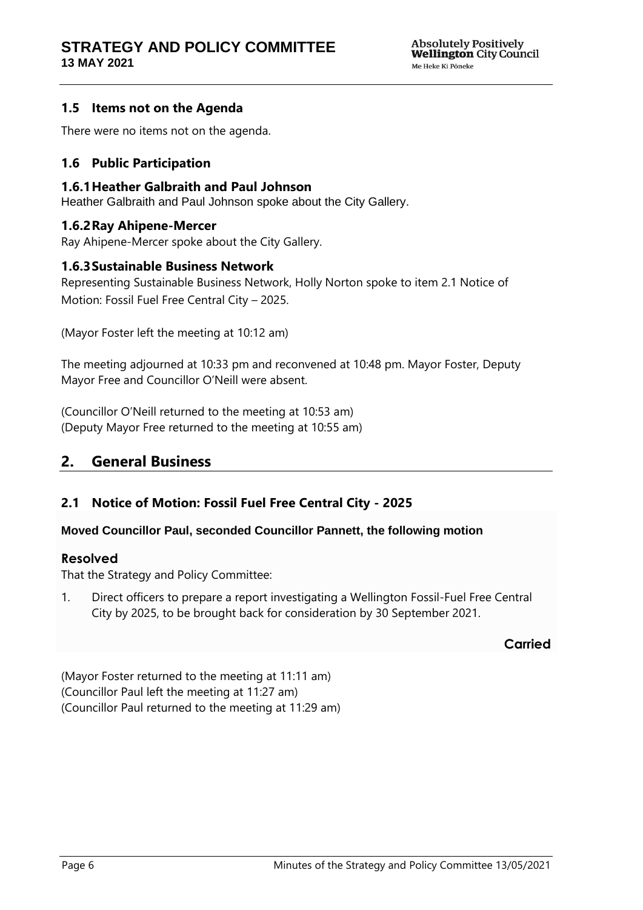### 1.5 Items not on the Agenda

There were no items not on the agenda.

### 1.6 Public Participation

#### 1.6.1 Heather Galbraith and Paul Johnson

Heather Galbraith and Paul Johnson spoke about the City Gallery.

#### 1.6.2 Ray Ahipene-Mercer

Ray Ahipene-Mercer spoke about the City Gallery.

#### 1.6.3 Sustainable Business Network

Representing Sustainable Business Network, Holly Norton spoke to item 2.1 Notice of Motion: Fossil Fuel Free Central City – 2025.

(Mayor Foster left the meeting at 10:12 am)

The meeting adjourned at 10:33 pm and reconvened at 10:48 pm. Mayor Foster, Deputy Mayor Free and Councillor O'Neill were absent.

(Councillor O'Neill returned to the meeting at 10:53 am)
(Deputy Mayor Free returned to the meeting at 10:55 am)

## 2. General Business

### 2.1 Notice of Motion: Fossil Fuel Free Central City - 2025

**Moved Councillor Paul, seconded Councillor Pannett, the following motion**

**Resolved**

That the Strategy and Policy Committee:

1. Direct officers to prepare a report investigating a Wellington Fossil-Fuel Free Central City by 2025, to be brought back for consideration by 30 September 2021.

**Carried**

(Mayor Foster returned to the meeting at 11:11 am)
(Councillor Paul left the meeting at 11:27 am)
(Councillor Paul returned to the meeting at 11:29 am)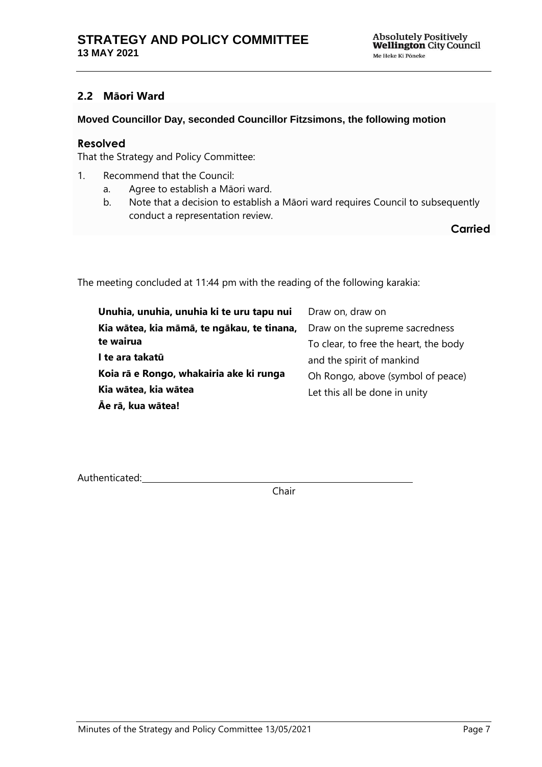## 2.2 Māori Ward

**Moved Councillor Day, seconded Councillor Fitzsimons, the following motion**

### Resolved

That the Strategy and Policy Committee:

1. Recommend that the Council:
   a. Agree to establish a Māori ward.
   b. Note that a decision to establish a Māori ward requires Council to subsequently conduct a representation review.

**Carried**

The meeting concluded at 11:44 pm with the reading of the following karakia:

| | |
|---|---|
| **Unuhia, unuhia, unuhia ki te uru tapu nui** | Draw on, draw on |
| **Kia wātea, kia māmā, te ngākau, te tinana, te wairua** | Draw on the supreme sacredness |
| **I te ara takatū** | To clear, to free the heart, the body |
| **Koia rā e Rongo, whakairia ake ki runga** | and the spirit of mankind |
| **Kia wātea, kia wātea** | Oh Rongo, above (symbol of peace) |
| **Āe rā, kua wātea!** | Let this all be done in unity |

Authenticated: ______________________________
Chair